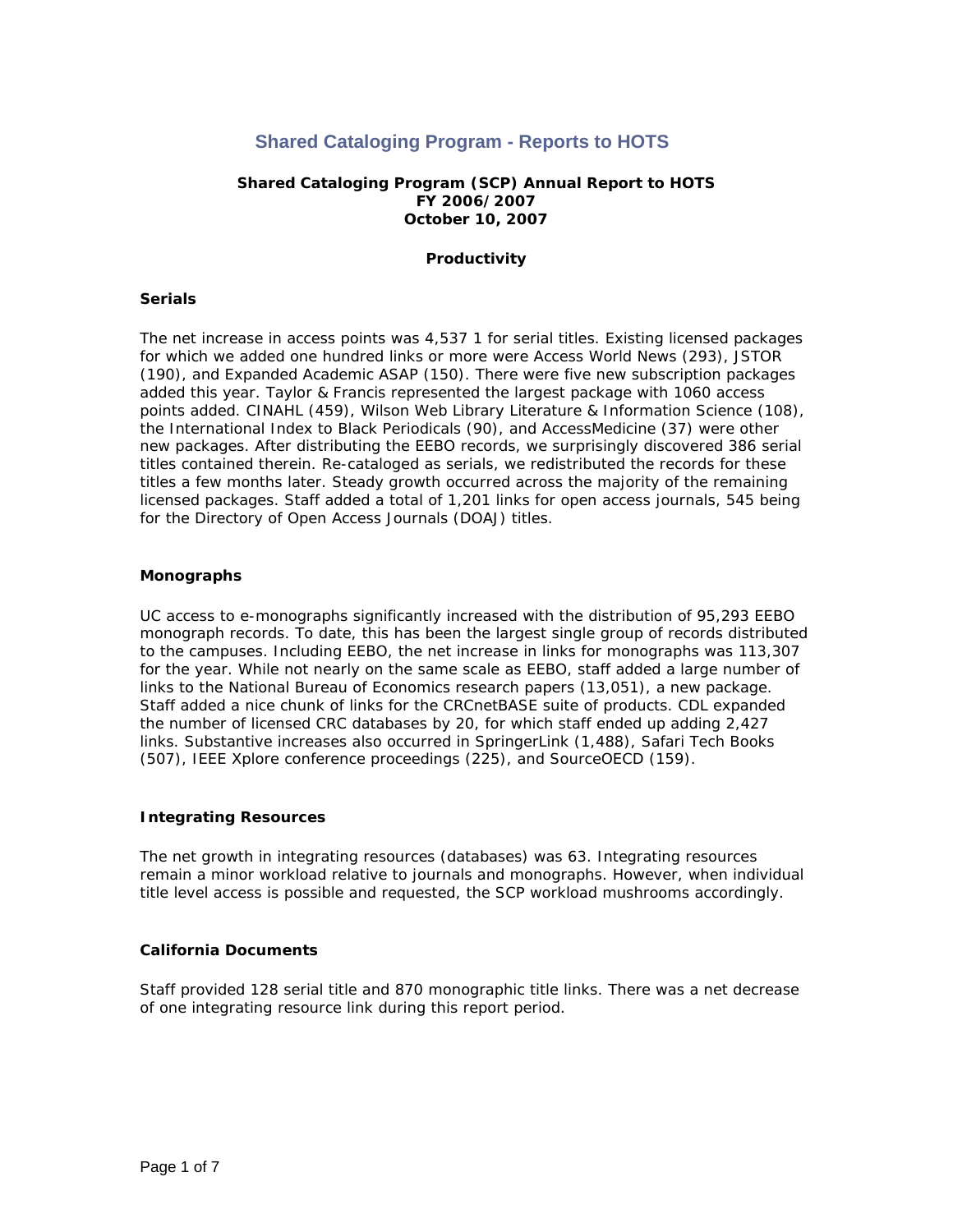# Shared Cataloging Program - Reports to HOTS

**Shared Cataloging Program (SCP) Annual Report to HOTS**
**FY 2006/2007**
**October 10, 2007**

## Productivity

### Serials

The net increase in access points was 4,537 1 for serial titles. Existing licensed packages for which we added one hundred links or more were Access World News (293), JSTOR (190), and Expanded Academic ASAP (150). There were five new subscription packages added this year. Taylor & Francis represented the largest package with 1060 access points added. CINAHL (459), Wilson Web Library Literature & Information Science (108), the International Index to Black Periodicals (90), and AccessMedicine (37) were other new packages. After distributing the EEBO records, we surprisingly discovered 386 serial titles contained therein. Re-cataloged as serials, we redistributed the records for these titles a few months later. Steady growth occurred across the majority of the remaining licensed packages. Staff added a total of 1,201 links for open access journals, 545 being for the Directory of Open Access Journals (DOAJ) titles.

### Monographs

UC access to e-monographs significantly increased with the distribution of 95,293 EEBO monograph records. To date, this has been the largest single group of records distributed to the campuses. Including EEBO, the net increase in links for monographs was 113,307 for the year. While not nearly on the same scale as EEBO, staff added a large number of links to the National Bureau of Economics research papers (13,051), a new package. Staff added a nice chunk of links for the CRCnetBASE suite of products. CDL expanded the number of licensed CRC databases by 20, for which staff ended up adding 2,427 links. Substantive increases also occurred in SpringerLink (1,488), Safari Tech Books (507), IEEE Xplore conference proceedings (225), and SourceOECD (159).

### Integrating Resources

The net growth in integrating resources (databases) was 63. Integrating resources remain a minor workload relative to journals and monographs. However, when individual title level access is possible and requested, the SCP workload mushrooms accordingly.

### California Documents

Staff provided 128 serial title and 870 monographic title links. There was a net decrease of one integrating resource link during this report period.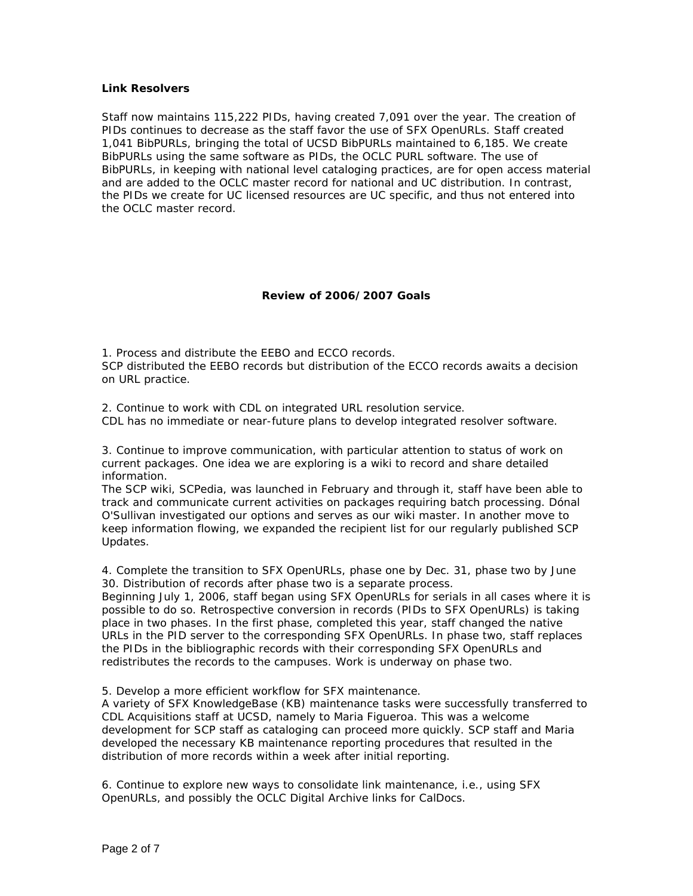### Link Resolvers

Staff now maintains 115,222 PIDs, having created 7,091 over the year. The creation of PIDs continues to decrease as the staff favor the use of SFX OpenURLs. Staff created 1,041 BibPURLs, bringing the total of UCSD BibPURLs maintained to 6,185. We create BibPURLs using the same software as PIDs, the OCLC PURL software. The use of BibPURLs, in keeping with national level cataloging practices, are for open access material and are added to the OCLC master record for national and UC distribution. In contrast, the PIDs we create for UC licensed resources are UC specific, and thus not entered into the OCLC master record.

## Review of 2006/2007 Goals

1. Process and distribute the EEBO and ECCO records.
SCP distributed the EEBO records but distribution of the ECCO records awaits a decision on URL practice.

2. Continue to work with CDL on integrated URL resolution service.
CDL has no immediate or near-future plans to develop integrated resolver software.

3. Continue to improve communication, with particular attention to status of work on current packages. One idea we are exploring is a wiki to record and share detailed information.
The SCP wiki, SCPedia, was launched in February and through it, staff have been able to track and communicate current activities on packages requiring batch processing. Dónal O'Sullivan investigated our options and serves as our wiki master. In another move to keep information flowing, we expanded the recipient list for our regularly published SCP Updates.

4. Complete the transition to SFX OpenURLs, phase one by Dec. 31, phase two by June 30. Distribution of records after phase two is a separate process.
Beginning July 1, 2006, staff began using SFX OpenURLs for serials in all cases where it is possible to do so. Retrospective conversion in records (PIDs to SFX OpenURLs) is taking place in two phases. In the first phase, completed this year, staff changed the native URLs in the PID server to the corresponding SFX OpenURLs. In phase two, staff replaces the PIDs in the bibliographic records with their corresponding SFX OpenURLs and redistributes the records to the campuses. Work is underway on phase two.

5. Develop a more efficient workflow for SFX maintenance.
A variety of SFX KnowledgeBase (KB) maintenance tasks were successfully transferred to CDL Acquisitions staff at UCSD, namely to Maria Figueroa. This was a welcome development for SCP staff as cataloging can proceed more quickly. SCP staff and Maria developed the necessary KB maintenance reporting procedures that resulted in the distribution of more records within a week after initial reporting.

6. Continue to explore new ways to consolidate link maintenance, i.e., using SFX OpenURLs, and possibly the OCLC Digital Archive links for CalDocs.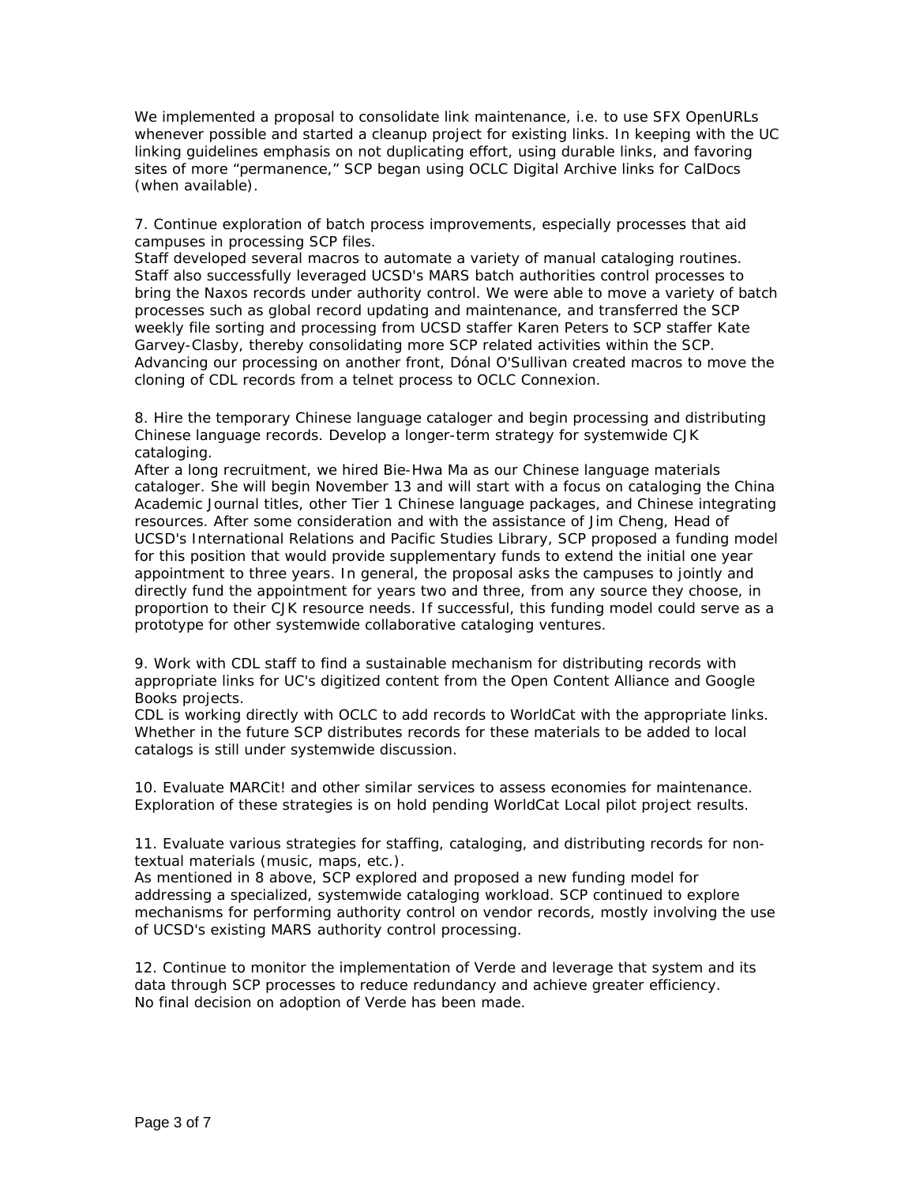We implemented a proposal to consolidate link maintenance, i.e. to use SFX OpenURLs whenever possible and started a cleanup project for existing links. In keeping with the UC linking guidelines emphasis on not duplicating effort, using durable links, and favoring sites of more "permanence," SCP began using OCLC Digital Archive links for CalDocs (when available).

7. Continue exploration of batch process improvements, especially processes that aid campuses in processing SCP files.
Staff developed several macros to automate a variety of manual cataloging routines. Staff also successfully leveraged UCSD's MARS batch authorities control processes to bring the Naxos records under authority control. We were able to move a variety of batch processes such as global record updating and maintenance, and transferred the SCP weekly file sorting and processing from UCSD staffer Karen Peters to SCP staffer Kate Garvey-Clasby, thereby consolidating more SCP related activities within the SCP. Advancing our processing on another front, Dónal O'Sullivan created macros to move the cloning of CDL records from a telnet process to OCLC Connexion.

8. Hire the temporary Chinese language cataloger and begin processing and distributing Chinese language records. Develop a longer-term strategy for systemwide CJK cataloging.
After a long recruitment, we hired Bie-Hwa Ma as our Chinese language materials cataloger. She will begin November 13 and will start with a focus on cataloging the China Academic Journal titles, other Tier 1 Chinese language packages, and Chinese integrating resources. After some consideration and with the assistance of Jim Cheng, Head of UCSD's International Relations and Pacific Studies Library, SCP proposed a funding model for this position that would provide supplementary funds to extend the initial one year appointment to three years. In general, the proposal asks the campuses to jointly and directly fund the appointment for years two and three, from any source they choose, in proportion to their CJK resource needs. If successful, this funding model could serve as a prototype for other systemwide collaborative cataloging ventures.

9. Work with CDL staff to find a sustainable mechanism for distributing records with appropriate links for UC's digitized content from the Open Content Alliance and Google Books projects.
CDL is working directly with OCLC to add records to WorldCat with the appropriate links. Whether in the future SCP distributes records for these materials to be added to local catalogs is still under systemwide discussion.

10. Evaluate MARCit! and other similar services to assess economies for maintenance.
Exploration of these strategies is on hold pending WorldCat Local pilot project results.

11. Evaluate various strategies for staffing, cataloging, and distributing records for non-textual materials (music, maps, etc.).
As mentioned in 8 above, SCP explored and proposed a new funding model for addressing a specialized, systemwide cataloging workload. SCP continued to explore mechanisms for performing authority control on vendor records, mostly involving the use of UCSD's existing MARS authority control processing.

12. Continue to monitor the implementation of Verde and leverage that system and its data through SCP processes to reduce redundancy and achieve greater efficiency.
No final decision on adoption of Verde has been made.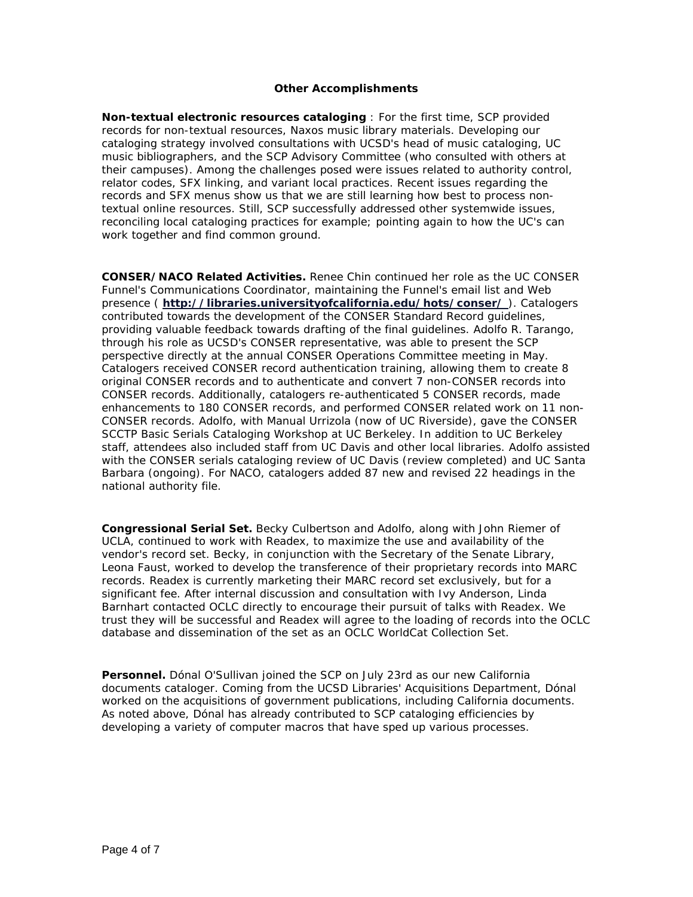### Other Accomplishments

**Non-textual electronic resources cataloging** : For the first time, SCP provided records for non-textual resources, Naxos music library materials. Developing our cataloging strategy involved consultations with UCSD's head of music cataloging, UC music bibliographers, and the SCP Advisory Committee (who consulted with others at their campuses). Among the challenges posed were issues related to authority control, relator codes, SFX linking, and variant local practices. Recent issues regarding the records and SFX menus show us that we are still learning how best to process non-textual online resources. Still, SCP successfully addressed other systemwide issues, reconciling local cataloging practices for example; pointing again to how the UC's can work together and find common ground.

**CONSER/NACO Related Activities.** Renee Chin continued her role as the UC CONSER Funnel's Communications Coordinator, maintaining the Funnel's email list and Web presence ( **http://libraries.universityofcalifornia.edu/hots/conser/** ). Catalogers contributed towards the development of the CONSER Standard Record guidelines, providing valuable feedback towards drafting of the final guidelines. Adolfo R. Tarango, through his role as UCSD's CONSER representative, was able to present the SCP perspective directly at the annual CONSER Operations Committee meeting in May. Catalogers received CONSER record authentication training, allowing them to create 8 original CONSER records and to authenticate and convert 7 non-CONSER records into CONSER records. Additionally, catalogers re-authenticated 5 CONSER records, made enhancements to 180 CONSER records, and performed CONSER related work on 11 non-CONSER records. Adolfo, with Manual Urrizola (now of UC Riverside), gave the CONSER SCCTP Basic Serials Cataloging Workshop at UC Berkeley. In addition to UC Berkeley staff, attendees also included staff from UC Davis and other local libraries. Adolfo assisted with the CONSER serials cataloging review of UC Davis (review completed) and UC Santa Barbara (ongoing). For NACO, catalogers added 87 new and revised 22 headings in the national authority file.

**Congressional Serial Set.** Becky Culbertson and Adolfo, along with John Riemer of UCLA, continued to work with Readex, to maximize the use and availability of the vendor's record set. Becky, in conjunction with the Secretary of the Senate Library, Leona Faust, worked to develop the transference of their proprietary records into MARC records. Readex is currently marketing their MARC record set exclusively, but for a significant fee. After internal discussion and consultation with Ivy Anderson, Linda Barnhart contacted OCLC directly to encourage their pursuit of talks with Readex. We trust they will be successful and Readex will agree to the loading of records into the OCLC database and dissemination of the set as an OCLC WorldCat Collection Set.

**Personnel.** Dónal O'Sullivan joined the SCP on July 23rd as our new California documents cataloger. Coming from the UCSD Libraries' Acquisitions Department, Dónal worked on the acquisitions of government publications, including California documents. As noted above, Dónal has already contributed to SCP cataloging efficiencies by developing a variety of computer macros that have sped up various processes.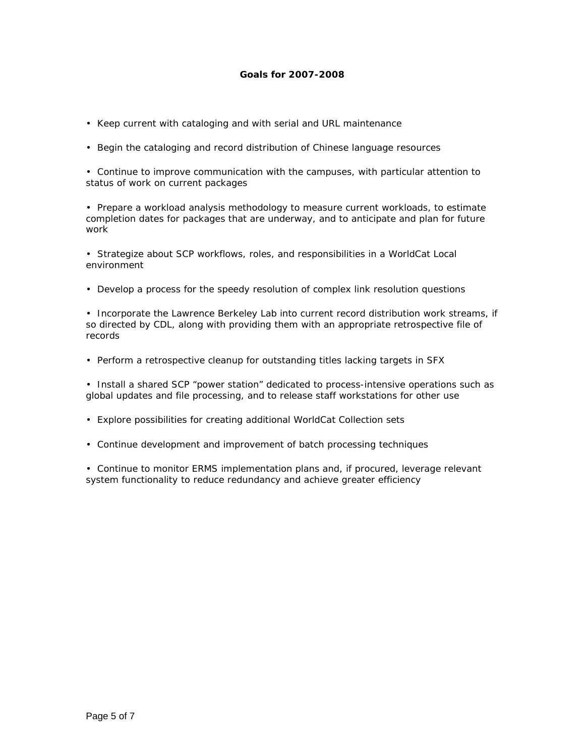## Goals for 2007-2008

- Keep current with cataloging and with serial and URL maintenance

- Begin the cataloging and record distribution of Chinese language resources

- Continue to improve communication with the campuses, with particular attention to status of work on current packages

- Prepare a workload analysis methodology to measure current workloads, to estimate completion dates for packages that are underway, and to anticipate and plan for future work

- Strategize about SCP workflows, roles, and responsibilities in a WorldCat Local environment

- Develop a process for the speedy resolution of complex link resolution questions

- Incorporate the Lawrence Berkeley Lab into current record distribution work streams, if so directed by CDL, along with providing them with an appropriate retrospective file of records

- Perform a retrospective cleanup for outstanding titles lacking targets in SFX

- Install a shared SCP "power station" dedicated to process-intensive operations such as global updates and file processing, and to release staff workstations for other use

- Explore possibilities for creating additional WorldCat Collection sets

- Continue development and improvement of batch processing techniques

- Continue to monitor ERMS implementation plans and, if procured, leverage relevant system functionality to reduce redundancy and achieve greater efficiency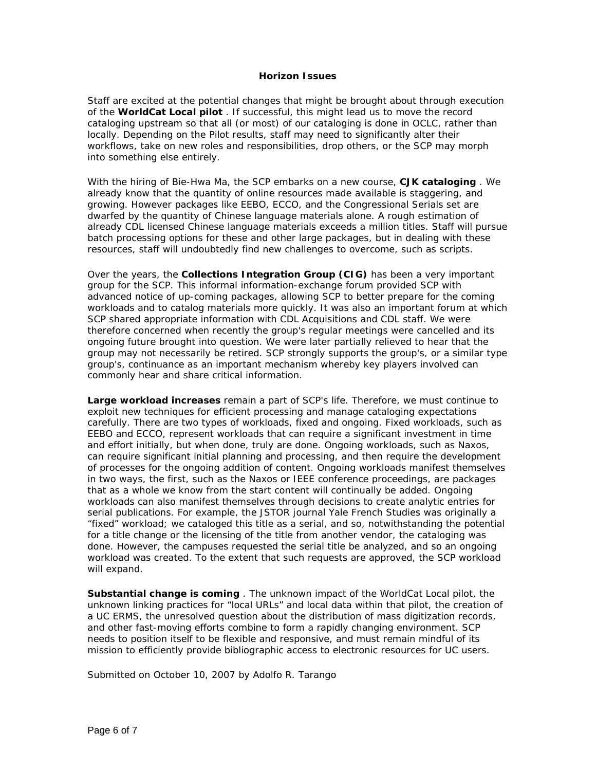### Horizon Issues

Staff are excited at the potential changes that might be brought about through execution of the **WorldCat Local pilot** . If successful, this might lead us to move the record cataloging upstream so that all (or most) of our cataloging is done in OCLC, rather than locally. Depending on the Pilot results, staff may need to significantly alter their workflows, take on new roles and responsibilities, drop others, or the SCP may morph into something else entirely.

With the hiring of Bie-Hwa Ma, the SCP embarks on a new course, **CJK cataloging** . We already know that the quantity of online resources made available is staggering, and growing. However packages like EEBO, ECCO, and the Congressional Serials set are dwarfed by the quantity of Chinese language materials alone. A rough estimation of already CDL licensed Chinese language materials exceeds a million titles. Staff will pursue batch processing options for these and other large packages, but in dealing with these resources, staff will undoubtedly find new challenges to overcome, such as scripts.

Over the years, the **Collections Integration Group (CIG)** has been a very important group for the SCP. This informal information-exchange forum provided SCP with advanced notice of up-coming packages, allowing SCP to better prepare for the coming workloads and to catalog materials more quickly. It was also an important forum at which SCP shared appropriate information with CDL Acquisitions and CDL staff. We were therefore concerned when recently the group's regular meetings were cancelled and its ongoing future brought into question. We were later partially relieved to hear that the group may not necessarily be retired. SCP strongly supports the group's, or a similar type group's, continuance as an important mechanism whereby key players involved can commonly hear and share critical information.

**Large workload increases** remain a part of SCP's life. Therefore, we must continue to exploit new techniques for efficient processing and manage cataloging expectations carefully. There are two types of workloads, fixed and ongoing. Fixed workloads, such as EEBO and ECCO, represent workloads that can require a significant investment in time and effort initially, but when done, truly are done. Ongoing workloads, such as Naxos, can require significant initial planning and processing, and then require the development of processes for the ongoing addition of content. Ongoing workloads manifest themselves in two ways, the first, such as the Naxos or IEEE conference proceedings, are packages that as a whole we know from the start content will continually be added. Ongoing workloads can also manifest themselves through decisions to create analytic entries for serial publications. For example, the JSTOR journal Yale French Studies was originally a "fixed" workload; we cataloged this title as a serial, and so, notwithstanding the potential for a title change or the licensing of the title from another vendor, the cataloging was done. However, the campuses requested the serial title be analyzed, and so an ongoing workload was created. To the extent that such requests are approved, the SCP workload will expand.

**Substantial change is coming** . The unknown impact of the WorldCat Local pilot, the unknown linking practices for "local URLs" and local data within that pilot, the creation of a UC ERMS, the unresolved question about the distribution of mass digitization records, and other fast-moving efforts combine to form a rapidly changing environment. SCP needs to position itself to be flexible and responsive, and must remain mindful of its mission to efficiently provide bibliographic access to electronic resources for UC users.

Submitted on October 10, 2007 by Adolfo R. Tarango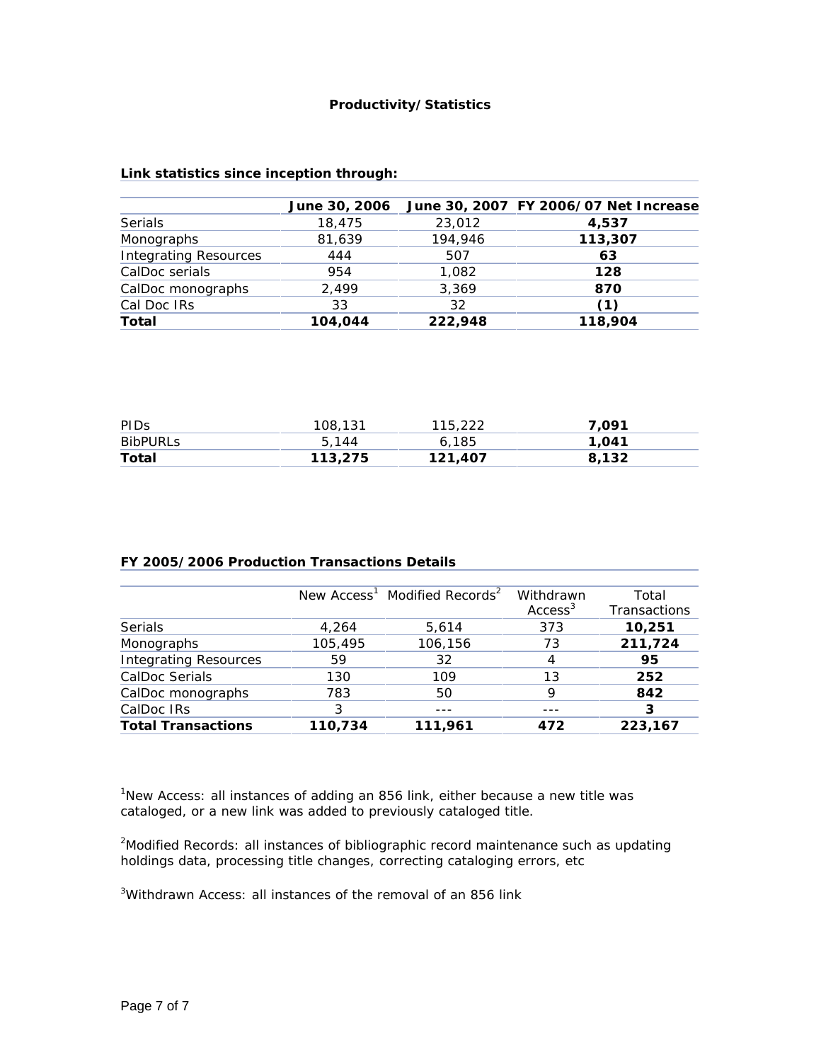## Productivity/Statistics

**Link statistics since inception through:**

| | June 30, 2006 | June 30, 2007 | FY 2006/07 Net Increase |
|---|---|---|---|
| Serials | 18,475 | 23,012 | **4,537** |
| Monographs | 81,639 | 194,946 | **113,307** |
| Integrating Resources | 444 | 507 | **63** |
| CalDoc serials | 954 | 1,082 | **128** |
| CalDoc monographs | 2,499 | 3,369 | **870** |
| Cal Doc IRs | 33 | 32 | **(1)** |
| **Total** | **104,044** | **222,948** | **118,904** |

| | | | |
|---|---|---|---|
| PIDs | 108,131 | 115,222 | **7,091** |
| BibPURLs | 5,144 | 6,185 | **1,041** |
| **Total** | **113,275** | **121,407** | **8,132** |

**FY 2005/2006 Production Transactions Details**

| | New Access[1] | Modified Records[2] | Withdrawn Access[3] | Total Transactions |
|---|---|---|---|---|
| Serials | 4,264 | 5,614 | 373 | **10,251** |
| Monographs | 105,495 | 106,156 | 73 | **211,724** |
| Integrating Resources | 59 | 32 | 4 | **95** |
| CalDoc Serials | 130 | 109 | 13 | **252** |
| CalDoc monographs | 783 | 50 | 9 | **842** |
| CalDoc IRs | 3 | --- | --- | **3** |
| **Total Transactions** | **110,734** | **111,961** | **472** | **223,167** |

[1]New Access: all instances of adding an 856 link, either because a new title was cataloged, or a new link was added to previously cataloged title.

[2]Modified Records: all instances of bibliographic record maintenance such as updating holdings data, processing title changes, correcting cataloging errors, etc

[3]Withdrawn Access: all instances of the removal of an 856 link